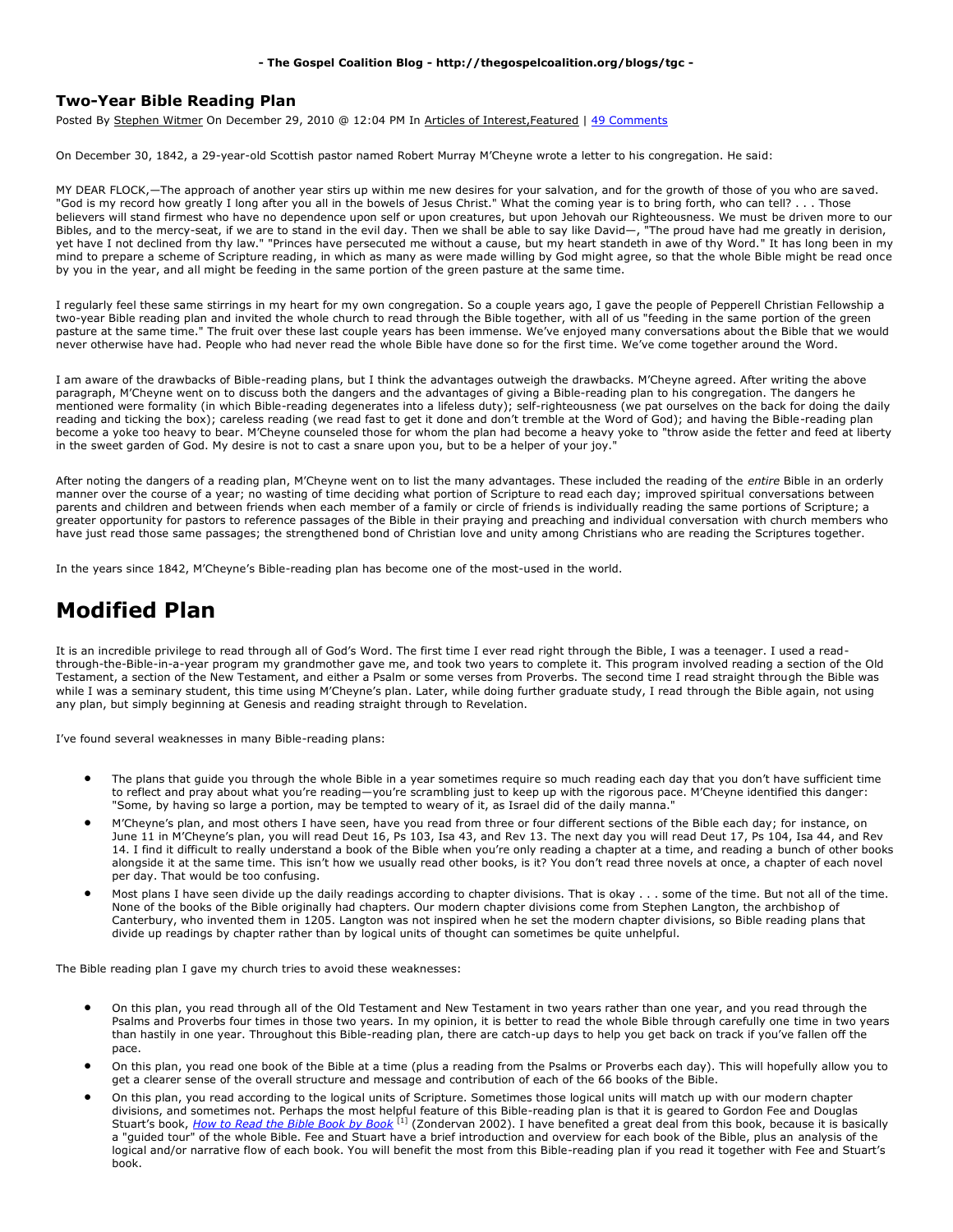**- The Gospel Coalition Blog - http://thegospelcoalition.org/blogs/tgc -**

## Two-Year Bible Reading Plan

Posted By Stephen Witmer On December 29, 2010 @ 12:04 PM In Articles of Interest,Featured | 49 Comments

On December 30, 1842, a 29-year-old Scottish pastor named Robert Murray M'Cheyne wrote a letter to his congregation. He said:

MY DEAR FLOCK,—The approach of another year stirs up within me new desires for your salvation, and for the growth of those of you who are saved. "God is my record how greatly I long after you all in the bowels of Jesus Christ." What the coming year is to bring forth, who can tell? . . . Those believers will stand firmest who have no dependence upon self or upon creatures, but upon Jehovah our Righteousness. We must be driven more to our Bibles, and to the mercy-seat, if we are to stand in the evil day. Then we shall be able to say like David—, "The proud have had me greatly in derision, yet have I not declined from thy law." "Princes have persecuted me without a cause, but my heart standeth in awe of thy Word." It has long been in my mind to prepare a scheme of Scripture reading, in which as many as were made willing by God might agree, so that the whole Bible might be read once by you in the year, and all might be feeding in the same portion of the green pasture at the same time.

I regularly feel these same stirrings in my heart for my own congregation. So a couple years ago, I gave the people of Pepperell Christian Fellowship a two-year Bible reading plan and invited the whole church to read through the Bible together, with all of us "feeding in the same portion of the green pasture at the same time." The fruit over these last couple years has been immense. We've enjoyed many conversations about the Bible that we would never otherwise have had. People who had never read the whole Bible have done so for the first time. We've come together around the Word.

I am aware of the drawbacks of Bible-reading plans, but I think the advantages outweigh the drawbacks. M'Cheyne agreed. After writing the above paragraph, M'Cheyne went on to discuss both the dangers and the advantages of giving a Bible-reading plan to his congregation. The dangers he mentioned were formality (in which Bible-reading degenerates into a lifeless duty); self-righteousness (we pat ourselves on the back for doing the daily reading and ticking the box); careless reading (we read fast to get it done and don't tremble at the Word of God); and having the Bible-reading plan become a yoke too heavy to bear. M'Cheyne counseled those for whom the plan had become a heavy yoke to "throw aside the fetter and feed at liberty in the sweet garden of God. My desire is not to cast a snare upon you, but to be a helper of your joy."

After noting the dangers of a reading plan, M'Cheyne went on to list the many advantages. These included the reading of the *entire* Bible in an orderly manner over the course of a year; no wasting of time deciding what portion of Scripture to read each day; improved spiritual conversations between parents and children and between friends when each member of a family or circle of friends is individually reading the same portions of Scripture; a greater opportunity for pastors to reference passages of the Bible in their praying and preaching and individual conversation with church members who have just read those same passages; the strengthened bond of Christian love and unity among Christians who are reading the Scriptures together.

In the years since 1842, M'Cheyne's Bible-reading plan has become one of the most-used in the world.

# Modified Plan

It is an incredible privilege to read through all of God's Word. The first time I ever read right through the Bible, I was a teenager. I used a read-through-the-Bible-in-a-year program my grandmother gave me, and took two years to complete it. This program involved reading a section of the Old Testament, a section of the New Testament, and either a Psalm or some verses from Proverbs. The second time I read straight through the Bible was while I was a seminary student, this time using M'Cheyne's plan. Later, while doing further graduate study, I read through the Bible again, not using any plan, but simply beginning at Genesis and reading straight through to Revelation.

I've found several weaknesses in many Bible-reading plans:

- The plans that guide you through the whole Bible in a year sometimes require so much reading each day that you don't have sufficient time to reflect and pray about what you're reading—you're scrambling just to keep up with the rigorous pace. M'Cheyne identified this danger: "Some, by having so large a portion, may be tempted to weary of it, as Israel did of the daily manna."
- M'Cheyne's plan, and most others I have seen, have you read from three or four different sections of the Bible each day; for instance, on June 11 in M'Cheyne's plan, you will read Deut 16, Ps 103, Isa 43, and Rev 13. The next day you will read Deut 17, Ps 104, Isa 44, and Rev 14. I find it difficult to really understand a book of the Bible when you're only reading a chapter at a time, and reading a bunch of other books alongside it at the same time. This isn't how we usually read other books, is it? You don't read three novels at once, a chapter of each novel per day. That would be too confusing.
- Most plans I have seen divide up the daily readings according to chapter divisions. That is okay . . . some of the time. But not all of the time. None of the books of the Bible originally had chapters. Our modern chapter divisions come from Stephen Langton, the archbishop of Canterbury, who invented them in 1205. Langton was not inspired when he set the modern chapter divisions, so Bible reading plans that divide up readings by chapter rather than by logical units of thought can sometimes be quite unhelpful.

The Bible reading plan I gave my church tries to avoid these weaknesses:

- On this plan, you read through all of the Old Testament and New Testament in two years rather than one year, and you read through the Psalms and Proverbs four times in those two years. In my opinion, it is better to read the whole Bible through carefully one time in two years than hastily in one year. Throughout this Bible-reading plan, there are catch-up days to help you get back on track if you've fallen off the pace.
- On this plan, you read one book of the Bible at a time (plus a reading from the Psalms or Proverbs each day). This will hopefully allow you to get a clearer sense of the overall structure and message and contribution of each of the 66 books of the Bible.
- On this plan, you read according to the logical units of Scripture. Sometimes those logical units will match up with our modern chapter divisions, and sometimes not. Perhaps the most helpful feature of this Bible-reading plan is that it is geared to Gordon Fee and Douglas Stuart's book, *How to Read the Bible Book by Book* [1] (Zondervan 2002). I have benefited a great deal from this book, because it is basically a "guided tour" of the whole Bible. Fee and Stuart have a brief introduction and overview for each book of the Bible, plus an analysis of the logical and/or narrative flow of each book. You will benefit the most from this Bible-reading plan if you read it together with Fee and Stuart's book.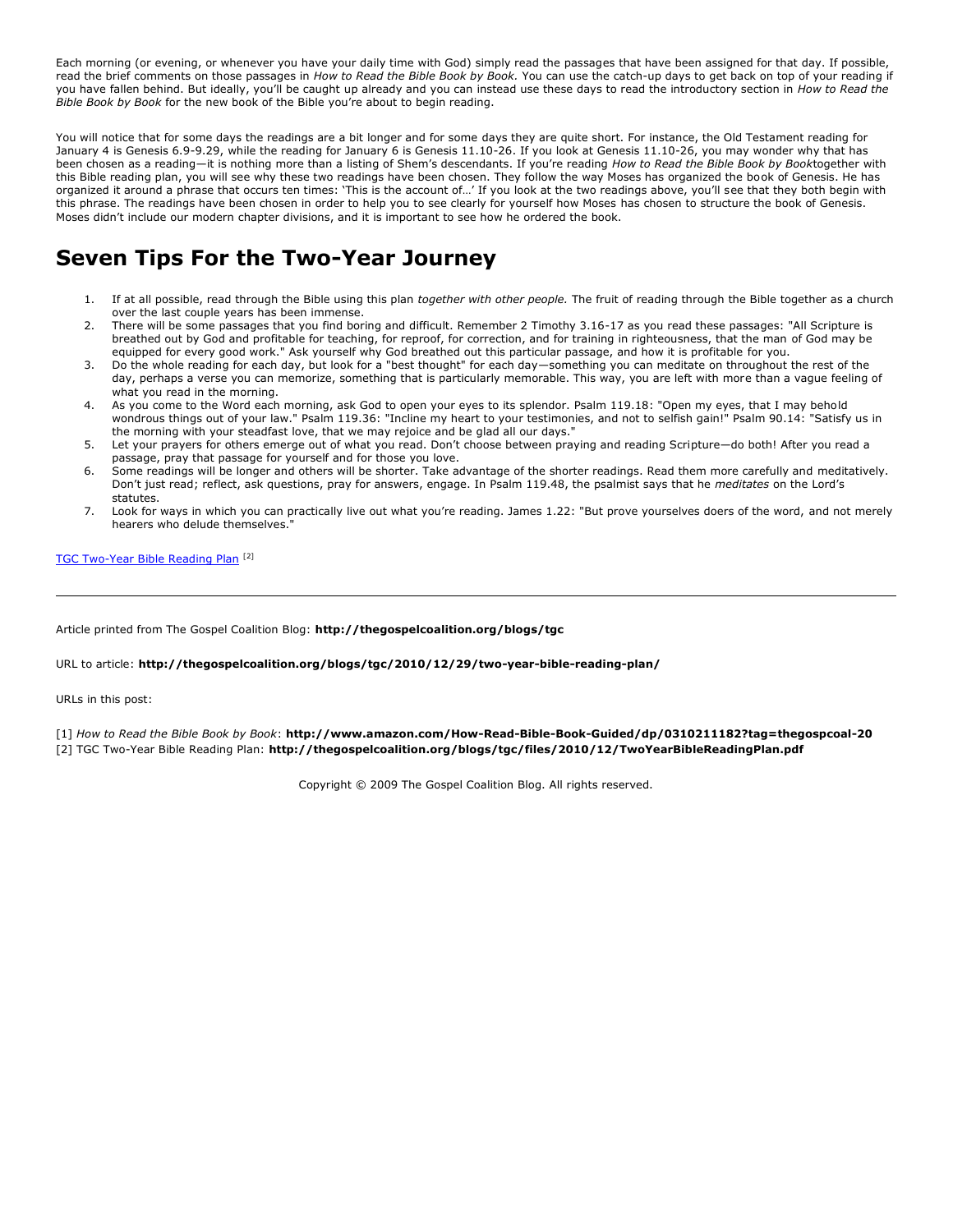Each morning (or evening, or whenever you have your daily time with God) simply read the passages that have been assigned for that day. If possible, read the brief comments on those passages in *How to Read the Bible Book by Book.* You can use the catch-up days to get back on top of your reading if you have fallen behind. But ideally, you'll be caught up already and you can instead use these days to read the introductory section in *How to Read the Bible Book by Book* for the new book of the Bible you're about to begin reading.

You will notice that for some days the readings are a bit longer and for some days they are quite short. For instance, the Old Testament reading for January 4 is Genesis 6.9-9.29, while the reading for January 6 is Genesis 11.10-26. If you look at Genesis 11.10-26, you may wonder why that has been chosen as a reading—it is nothing more than a listing of Shem's descendants. If you're reading *How to Read the Bible Book by Book*together with this Bible reading plan, you will see why these two readings have been chosen. They follow the way Moses has organized the book of Genesis. He has organized it around a phrase that occurs ten times: 'This is the account of…' If you look at the two readings above, you'll see that they both begin with this phrase. The readings have been chosen in order to help you to see clearly for yourself how Moses has chosen to structure the book of Genesis. Moses didn't include our modern chapter divisions, and it is important to see how he ordered the book.

# Seven Tips For the Two-Year Journey

1. If at all possible, read through the Bible using this plan *together with other people.* The fruit of reading through the Bible together as a church over the last couple years has been immense.
2. There will be some passages that you find boring and difficult. Remember 2 Timothy 3.16-17 as you read these passages: "All Scripture is breathed out by God and profitable for teaching, for reproof, for correction, and for training in righteousness, that the man of God may be equipped for every good work." Ask yourself why God breathed out this particular passage, and how it is profitable for you.
3. Do the whole reading for each day, but look for a "best thought" for each day—something you can meditate on throughout the rest of the day, perhaps a verse you can memorize, something that is particularly memorable. This way, you are left with more than a vague feeling of what you read in the morning.
4. As you come to the Word each morning, ask God to open your eyes to its splendor. Psalm 119.18: "Open my eyes, that I may behold wondrous things out of your law." Psalm 119.36: "Incline my heart to your testimonies, and not to selfish gain!" Psalm 90.14: "Satisfy us in the morning with your steadfast love, that we may rejoice and be glad all our days."
5. Let your prayers for others emerge out of what you read. Don't choose between praying and reading Scripture—do both! After you read a passage, pray that passage for yourself and for those you love.
6. Some readings will be longer and others will be shorter. Take advantage of the shorter readings. Read them more carefully and meditatively. Don't just read; reflect, ask questions, pray for answers, engage. In Psalm 119.48, the psalmist says that he *meditates* on the Lord's statutes.
7. Look for ways in which you can practically live out what you're reading. James 1.22: "But prove yourselves doers of the word, and not merely hearers who delude themselves."

TGC Two-Year Bible Reading Plan [2]

---

Article printed from The Gospel Coalition Blog: **http://thegospelcoalition.org/blogs/tgc**

URL to article: **http://thegospelcoalition.org/blogs/tgc/2010/12/29/two-year-bible-reading-plan/**

URLs in this post:

[1] *How to Read the Bible Book by Book*: **http://www.amazon.com/How-Read-Bible-Book-Guided/dp/0310211182?tag=thegospcoal-20**
[2] TGC Two-Year Bible Reading Plan: **http://thegospelcoalition.org/blogs/tgc/files/2010/12/TwoYearBibleReadingPlan.pdf**

Copyright © 2009 The Gospel Coalition Blog. All rights reserved.